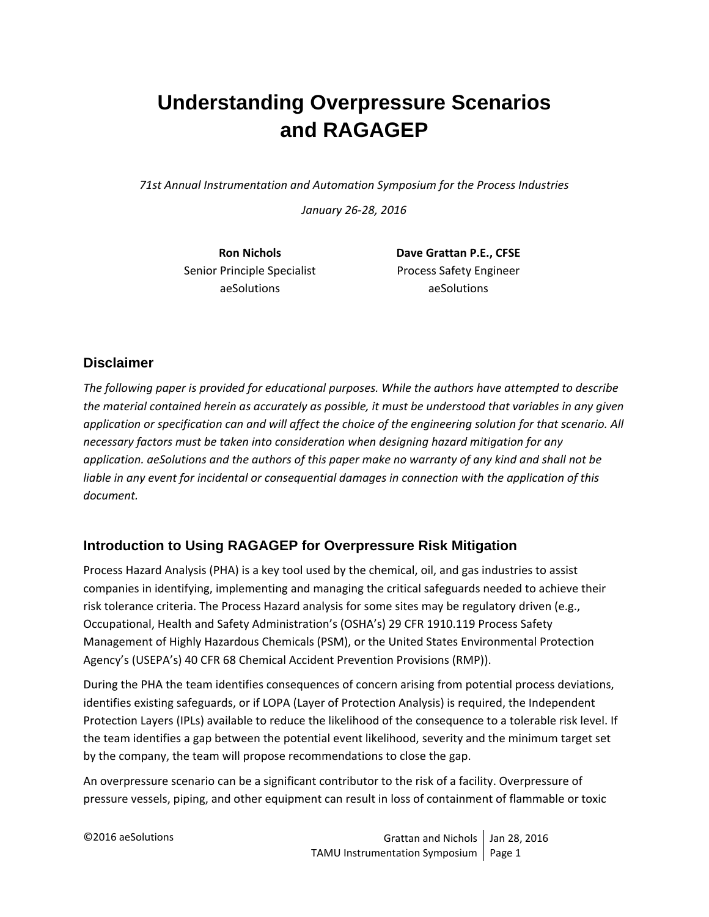# Understanding Overpressure Scenarios and RAGAGEP

*71st Annual Instrumentation and Automation Symposium for the Process Industries*

*January 26-28, 2016*

**Ron Nichols**
Senior Principle Specialist
aeSolutions

**Dave Grattan P.E., CFSE**
Process Safety Engineer
aeSolutions

## Disclaimer

*The following paper is provided for educational purposes. While the authors have attempted to describe the material contained herein as accurately as possible, it must be understood that variables in any given application or specification can and will affect the choice of the engineering solution for that scenario. All necessary factors must be taken into consideration when designing hazard mitigation for any application. aeSolutions and the authors of this paper make no warranty of any kind and shall not be liable in any event for incidental or consequential damages in connection with the application of this document.*

## Introduction to Using RAGAGEP for Overpressure Risk Mitigation

Process Hazard Analysis (PHA) is a key tool used by the chemical, oil, and gas industries to assist companies in identifying, implementing and managing the critical safeguards needed to achieve their risk tolerance criteria. The Process Hazard analysis for some sites may be regulatory driven (e.g., Occupational, Health and Safety Administration's (OSHA's) 29 CFR 1910.119 Process Safety Management of Highly Hazardous Chemicals (PSM), or the United States Environmental Protection Agency's (USEPA's) 40 CFR 68 Chemical Accident Prevention Provisions (RMP)).

During the PHA the team identifies consequences of concern arising from potential process deviations, identifies existing safeguards, or if LOPA (Layer of Protection Analysis) is required, the Independent Protection Layers (IPLs) available to reduce the likelihood of the consequence to a tolerable risk level. If the team identifies a gap between the potential event likelihood, severity and the minimum target set by the company, the team will propose recommendations to close the gap.

An overpressure scenario can be a significant contributor to the risk of a facility. Overpressure of pressure vessels, piping, and other equipment can result in loss of containment of flammable or toxic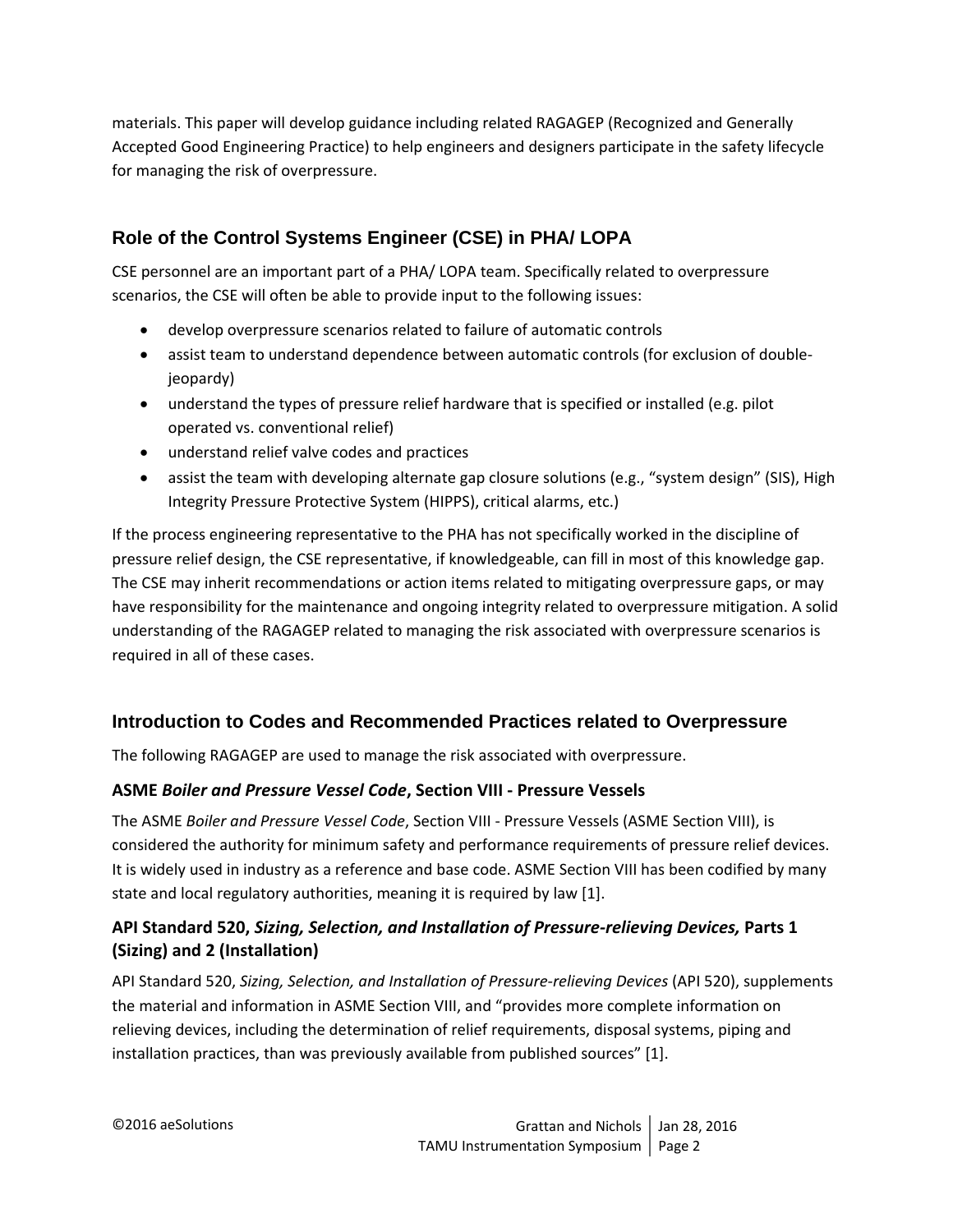materials. This paper will develop guidance including related RAGAGEP (Recognized and Generally Accepted Good Engineering Practice) to help engineers and designers participate in the safety lifecycle for managing the risk of overpressure.

## Role of the Control Systems Engineer (CSE) in PHA/ LOPA

CSE personnel are an important part of a PHA/ LOPA team. Specifically related to overpressure scenarios, the CSE will often be able to provide input to the following issues:

- develop overpressure scenarios related to failure of automatic controls
- assist team to understand dependence between automatic controls (for exclusion of double-jeopardy)
- understand the types of pressure relief hardware that is specified or installed (e.g. pilot operated vs. conventional relief)
- understand relief valve codes and practices
- assist the team with developing alternate gap closure solutions (e.g., "system design" (SIS), High Integrity Pressure Protective System (HIPPS), critical alarms, etc.)

If the process engineering representative to the PHA has not specifically worked in the discipline of pressure relief design, the CSE representative, if knowledgeable, can fill in most of this knowledge gap. The CSE may inherit recommendations or action items related to mitigating overpressure gaps, or may have responsibility for the maintenance and ongoing integrity related to overpressure mitigation. A solid understanding of the RAGAGEP related to managing the risk associated with overpressure scenarios is required in all of these cases.

## Introduction to Codes and Recommended Practices related to Overpressure

The following RAGAGEP are used to manage the risk associated with overpressure.

### ASME *Boiler and Pressure Vessel Code*, Section VIII - Pressure Vessels

The ASME *Boiler and Pressure Vessel Code*, Section VIII - Pressure Vessels (ASME Section VIII), is considered the authority for minimum safety and performance requirements of pressure relief devices. It is widely used in industry as a reference and base code. ASME Section VIII has been codified by many state and local regulatory authorities, meaning it is required by law [1].

### API Standard 520, *Sizing, Selection, and Installation of Pressure-relieving Devices,* Parts 1 (Sizing) and 2 (Installation)

API Standard 520, *Sizing, Selection, and Installation of Pressure-relieving Devices* (API 520), supplements the material and information in ASME Section VIII, and "provides more complete information on relieving devices, including the determination of relief requirements, disposal systems, piping and installation practices, than was previously available from published sources" [1].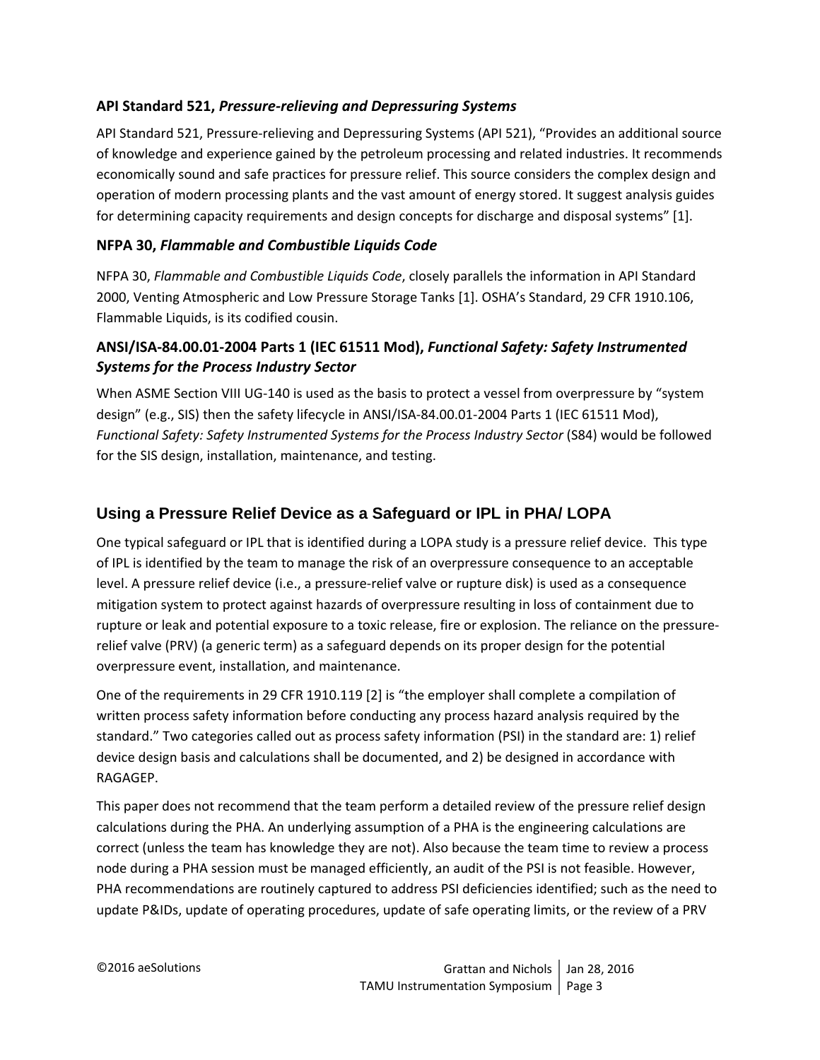### API Standard 521, *Pressure-relieving and Depressuring Systems*

API Standard 521, Pressure-relieving and Depressuring Systems (API 521), "Provides an additional source of knowledge and experience gained by the petroleum processing and related industries. It recommends economically sound and safe practices for pressure relief. This source considers the complex design and operation of modern processing plants and the vast amount of energy stored. It suggest analysis guides for determining capacity requirements and design concepts for discharge and disposal systems" [1].

### NFPA 30, *Flammable and Combustible Liquids Code*

NFPA 30, *Flammable and Combustible Liquids Code*, closely parallels the information in API Standard 2000, Venting Atmospheric and Low Pressure Storage Tanks [1]. OSHA's Standard, 29 CFR 1910.106, Flammable Liquids, is its codified cousin.

### ANSI/ISA-84.00.01-2004 Parts 1 (IEC 61511 Mod), *Functional Safety: Safety Instrumented Systems for the Process Industry Sector*

When ASME Section VIII UG-140 is used as the basis to protect a vessel from overpressure by "system design" (e.g., SIS) then the safety lifecycle in ANSI/ISA-84.00.01-2004 Parts 1 (IEC 61511 Mod), *Functional Safety: Safety Instrumented Systems for the Process Industry Sector* (S84) would be followed for the SIS design, installation, maintenance, and testing.

## Using a Pressure Relief Device as a Safeguard or IPL in PHA/ LOPA

One typical safeguard or IPL that is identified during a LOPA study is a pressure relief device. This type of IPL is identified by the team to manage the risk of an overpressure consequence to an acceptable level. A pressure relief device (i.e., a pressure-relief valve or rupture disk) is used as a consequence mitigation system to protect against hazards of overpressure resulting in loss of containment due to rupture or leak and potential exposure to a toxic release, fire or explosion. The reliance on the pressure-relief valve (PRV) (a generic term) as a safeguard depends on its proper design for the potential overpressure event, installation, and maintenance.

One of the requirements in 29 CFR 1910.119 [2] is "the employer shall complete a compilation of written process safety information before conducting any process hazard analysis required by the standard." Two categories called out as process safety information (PSI) in the standard are: 1) relief device design basis and calculations shall be documented, and 2) be designed in accordance with RAGAGEP.

This paper does not recommend that the team perform a detailed review of the pressure relief design calculations during the PHA. An underlying assumption of a PHA is the engineering calculations are correct (unless the team has knowledge they are not). Also because the team time to review a process node during a PHA session must be managed efficiently, an audit of the PSI is not feasible. However, PHA recommendations are routinely captured to address PSI deficiencies identified; such as the need to update P&IDs, update of operating procedures, update of safe operating limits, or the review of a PRV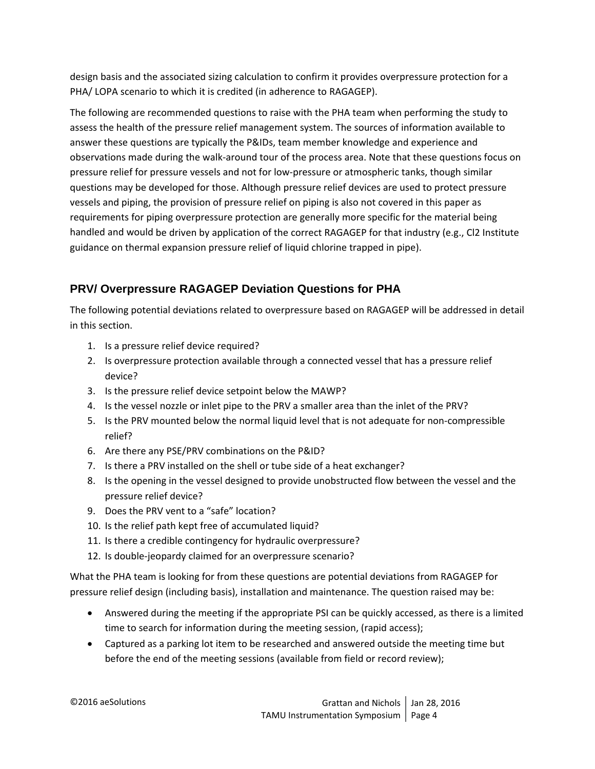design basis and the associated sizing calculation to confirm it provides overpressure protection for a PHA/ LOPA scenario to which it is credited (in adherence to RAGAGEP).

The following are recommended questions to raise with the PHA team when performing the study to assess the health of the pressure relief management system. The sources of information available to answer these questions are typically the P&IDs, team member knowledge and experience and observations made during the walk-around tour of the process area. Note that these questions focus on pressure relief for pressure vessels and not for low-pressure or atmospheric tanks, though similar questions may be developed for those. Although pressure relief devices are used to protect pressure vessels and piping, the provision of pressure relief on piping is also not covered in this paper as requirements for piping overpressure protection are generally more specific for the material being handled and would be driven by application of the correct RAGAGEP for that industry (e.g., Cl2 Institute guidance on thermal expansion pressure relief of liquid chlorine trapped in pipe).

## PRV/ Overpressure RAGAGEP Deviation Questions for PHA

The following potential deviations related to overpressure based on RAGAGEP will be addressed in detail in this section.

1. Is a pressure relief device required?
2. Is overpressure protection available through a connected vessel that has a pressure relief device?
3. Is the pressure relief device setpoint below the MAWP?
4. Is the vessel nozzle or inlet pipe to the PRV a smaller area than the inlet of the PRV?
5. Is the PRV mounted below the normal liquid level that is not adequate for non-compressible relief?
6. Are there any PSE/PRV combinations on the P&ID?
7. Is there a PRV installed on the shell or tube side of a heat exchanger?
8. Is the opening in the vessel designed to provide unobstructed flow between the vessel and the pressure relief device?
9. Does the PRV vent to a "safe" location?
10. Is the relief path kept free of accumulated liquid?
11. Is there a credible contingency for hydraulic overpressure?
12. Is double-jeopardy claimed for an overpressure scenario?

What the PHA team is looking for from these questions are potential deviations from RAGAGEP for pressure relief design (including basis), installation and maintenance. The question raised may be:

- Answered during the meeting if the appropriate PSI can be quickly accessed, as there is a limited time to search for information during the meeting session, (rapid access);
- Captured as a parking lot item to be researched and answered outside the meeting time but before the end of the meeting sessions (available from field or record review);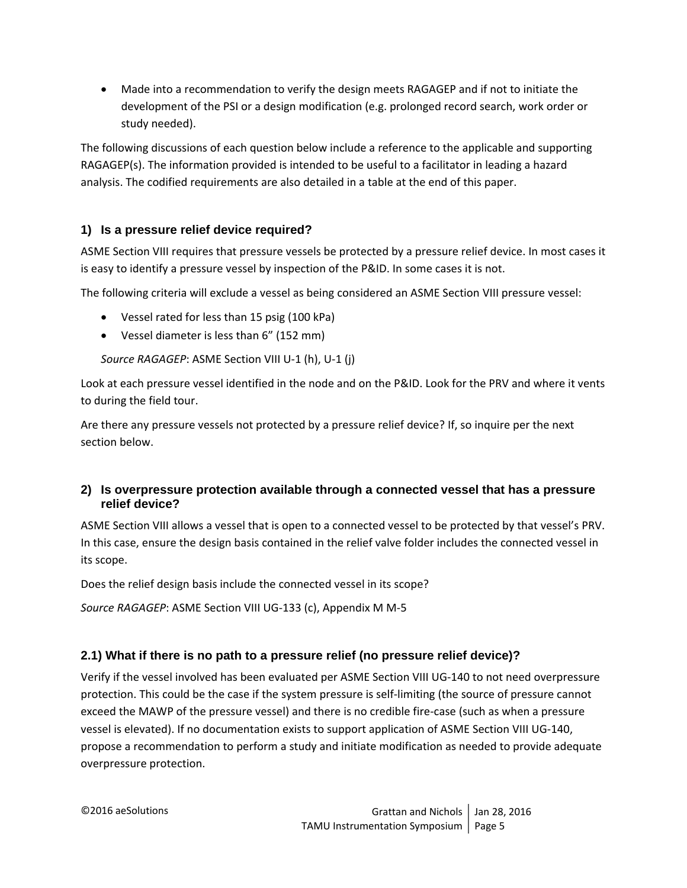- Made into a recommendation to verify the design meets RAGAGEP and if not to initiate the development of the PSI or a design modification (e.g. prolonged record search, work order or study needed).

The following discussions of each question below include a reference to the applicable and supporting RAGAGEP(s). The information provided is intended to be useful to a facilitator in leading a hazard analysis. The codified requirements are also detailed in a table at the end of this paper.

### 1) Is a pressure relief device required?

ASME Section VIII requires that pressure vessels be protected by a pressure relief device. In most cases it is easy to identify a pressure vessel by inspection of the P&ID. In some cases it is not.

The following criteria will exclude a vessel as being considered an ASME Section VIII pressure vessel:

- Vessel rated for less than 15 psig (100 kPa)
- Vessel diameter is less than 6" (152 mm)

*Source RAGAGEP*: ASME Section VIII U-1 (h), U-1 (j)

Look at each pressure vessel identified in the node and on the P&ID. Look for the PRV and where it vents to during the field tour.

Are there any pressure vessels not protected by a pressure relief device? If, so inquire per the next section below.

### 2) Is overpressure protection available through a connected vessel that has a pressure relief device?

ASME Section VIII allows a vessel that is open to a connected vessel to be protected by that vessel's PRV. In this case, ensure the design basis contained in the relief valve folder includes the connected vessel in its scope.

Does the relief design basis include the connected vessel in its scope?

*Source RAGAGEP*: ASME Section VIII UG-133 (c), Appendix M M-5

### 2.1) What if there is no path to a pressure relief (no pressure relief device)?

Verify if the vessel involved has been evaluated per ASME Section VIII UG-140 to not need overpressure protection. This could be the case if the system pressure is self-limiting (the source of pressure cannot exceed the MAWP of the pressure vessel) and there is no credible fire-case (such as when a pressure vessel is elevated). If no documentation exists to support application of ASME Section VIII UG-140, propose a recommendation to perform a study and initiate modification as needed to provide adequate overpressure protection.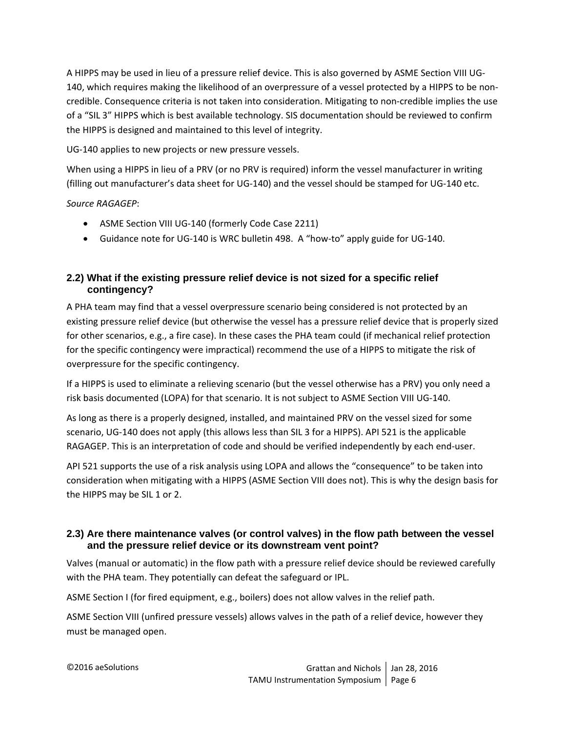A HIPPS may be used in lieu of a pressure relief device. This is also governed by ASME Section VIII UG-140, which requires making the likelihood of an overpressure of a vessel protected by a HIPPS to be non-credible. Consequence criteria is not taken into consideration. Mitigating to non-credible implies the use of a "SIL 3" HIPPS which is best available technology. SIS documentation should be reviewed to confirm the HIPPS is designed and maintained to this level of integrity.

UG-140 applies to new projects or new pressure vessels.

When using a HIPPS in lieu of a PRV (or no PRV is required) inform the vessel manufacturer in writing (filling out manufacturer's data sheet for UG-140) and the vessel should be stamped for UG-140 etc.

*Source RAGAGEP*:

- ASME Section VIII UG-140 (formerly Code Case 2211)
- Guidance note for UG-140 is WRC bulletin 498. A "how-to" apply guide for UG-140.

### 2.2) What if the existing pressure relief device is not sized for a specific relief contingency?

A PHA team may find that a vessel overpressure scenario being considered is not protected by an existing pressure relief device (but otherwise the vessel has a pressure relief device that is properly sized for other scenarios, e.g., a fire case). In these cases the PHA team could (if mechanical relief protection for the specific contingency were impractical) recommend the use of a HIPPS to mitigate the risk of overpressure for the specific contingency.

If a HIPPS is used to eliminate a relieving scenario (but the vessel otherwise has a PRV) you only need a risk basis documented (LOPA) for that scenario. It is not subject to ASME Section VIII UG-140.

As long as there is a properly designed, installed, and maintained PRV on the vessel sized for some scenario, UG-140 does not apply (this allows less than SIL 3 for a HIPPS). API 521 is the applicable RAGAGEP. This is an interpretation of code and should be verified independently by each end-user.

API 521 supports the use of a risk analysis using LOPA and allows the "consequence" to be taken into consideration when mitigating with a HIPPS (ASME Section VIII does not). This is why the design basis for the HIPPS may be SIL 1 or 2.

### 2.3) Are there maintenance valves (or control valves) in the flow path between the vessel and the pressure relief device or its downstream vent point?

Valves (manual or automatic) in the flow path with a pressure relief device should be reviewed carefully with the PHA team. They potentially can defeat the safeguard or IPL.

ASME Section I (for fired equipment, e.g., boilers) does not allow valves in the relief path.

ASME Section VIII (unfired pressure vessels) allows valves in the path of a relief device, however they must be managed open.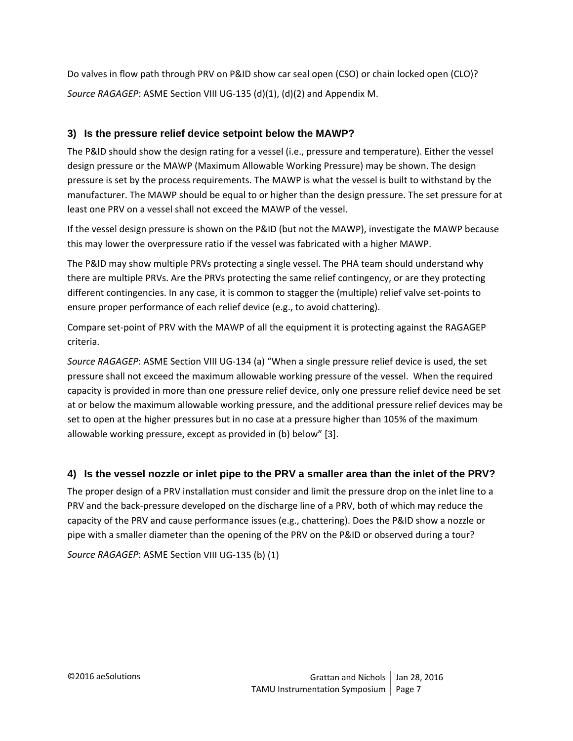Do valves in flow path through PRV on P&ID show car seal open (CSO) or chain locked open (CLO)?

*Source RAGAGEP*: ASME Section VIII UG-135 (d)(1), (d)(2) and Appendix M.

### 3) Is the pressure relief device setpoint below the MAWP?

The P&ID should show the design rating for a vessel (i.e., pressure and temperature). Either the vessel design pressure or the MAWP (Maximum Allowable Working Pressure) may be shown. The design pressure is set by the process requirements. The MAWP is what the vessel is built to withstand by the manufacturer. The MAWP should be equal to or higher than the design pressure. The set pressure for at least one PRV on a vessel shall not exceed the MAWP of the vessel.

If the vessel design pressure is shown on the P&ID (but not the MAWP), investigate the MAWP because this may lower the overpressure ratio if the vessel was fabricated with a higher MAWP.

The P&ID may show multiple PRVs protecting a single vessel. The PHA team should understand why there are multiple PRVs. Are the PRVs protecting the same relief contingency, or are they protecting different contingencies. In any case, it is common to stagger the (multiple) relief valve set-points to ensure proper performance of each relief device (e.g., to avoid chattering).

Compare set-point of PRV with the MAWP of all the equipment it is protecting against the RAGAGEP criteria.

*Source RAGAGEP*: ASME Section VIII UG-134 (a) "When a single pressure relief device is used, the set pressure shall not exceed the maximum allowable working pressure of the vessel. When the required capacity is provided in more than one pressure relief device, only one pressure relief device need be set at or below the maximum allowable working pressure, and the additional pressure relief devices may be set to open at the higher pressures but in no case at a pressure higher than 105% of the maximum allowable working pressure, except as provided in (b) below" [3].

### 4) Is the vessel nozzle or inlet pipe to the PRV a smaller area than the inlet of the PRV?

The proper design of a PRV installation must consider and limit the pressure drop on the inlet line to a PRV and the back-pressure developed on the discharge line of a PRV, both of which may reduce the capacity of the PRV and cause performance issues (e.g., chattering). Does the P&ID show a nozzle or pipe with a smaller diameter than the opening of the PRV on the P&ID or observed during a tour?

*Source RAGAGEP*: ASME Section VIII UG-135 (b) (1)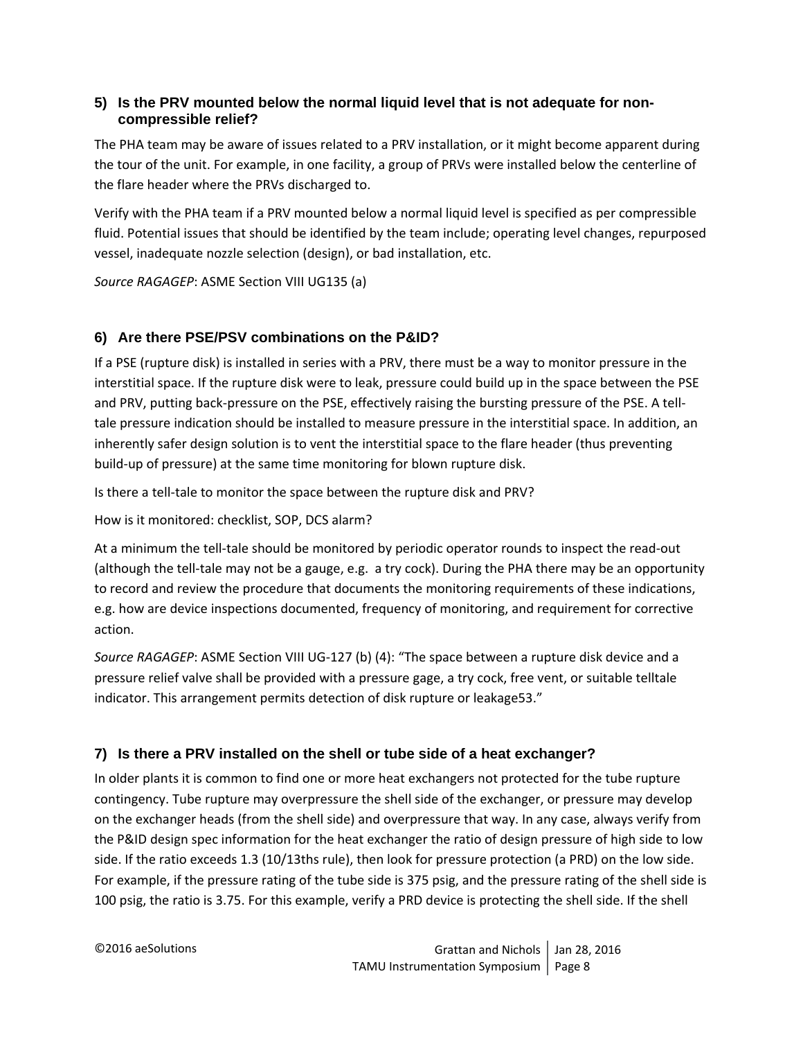### 5) Is the PRV mounted below the normal liquid level that is not adequate for non-compressible relief?

The PHA team may be aware of issues related to a PRV installation, or it might become apparent during the tour of the unit. For example, in one facility, a group of PRVs were installed below the centerline of the flare header where the PRVs discharged to.

Verify with the PHA team if a PRV mounted below a normal liquid level is specified as per compressible fluid. Potential issues that should be identified by the team include; operating level changes, repurposed vessel, inadequate nozzle selection (design), or bad installation, etc.

*Source RAGAGEP*: ASME Section VIII UG135 (a)

### 6) Are there PSE/PSV combinations on the P&ID?

If a PSE (rupture disk) is installed in series with a PRV, there must be a way to monitor pressure in the interstitial space. If the rupture disk were to leak, pressure could build up in the space between the PSE and PRV, putting back-pressure on the PSE, effectively raising the bursting pressure of the PSE. A tell-tale pressure indication should be installed to measure pressure in the interstitial space. In addition, an inherently safer design solution is to vent the interstitial space to the flare header (thus preventing build-up of pressure) at the same time monitoring for blown rupture disk.

Is there a tell-tale to monitor the space between the rupture disk and PRV?

How is it monitored: checklist, SOP, DCS alarm?

At a minimum the tell-tale should be monitored by periodic operator rounds to inspect the read-out (although the tell-tale may not be a gauge, e.g. a try cock). During the PHA there may be an opportunity to record and review the procedure that documents the monitoring requirements of these indications, e.g. how are device inspections documented, frequency of monitoring, and requirement for corrective action.

*Source RAGAGEP*: ASME Section VIII UG-127 (b) (4): "The space between a rupture disk device and a pressure relief valve shall be provided with a pressure gage, a try cock, free vent, or suitable telltale indicator. This arrangement permits detection of disk rupture or leakage[53]."

### 7) Is there a PRV installed on the shell or tube side of a heat exchanger?

In older plants it is common to find one or more heat exchangers not protected for the tube rupture contingency. Tube rupture may overpressure the shell side of the exchanger, or pressure may develop on the exchanger heads (from the shell side) and overpressure that way. In any case, always verify from the P&ID design spec information for the heat exchanger the ratio of design pressure of high side to low side. If the ratio exceeds 1.3 (10/13ths rule), then look for pressure protection (a PRD) on the low side. For example, if the pressure rating of the tube side is 375 psig, and the pressure rating of the shell side is 100 psig, the ratio is 3.75. For this example, verify a PRD device is protecting the shell side. If the shell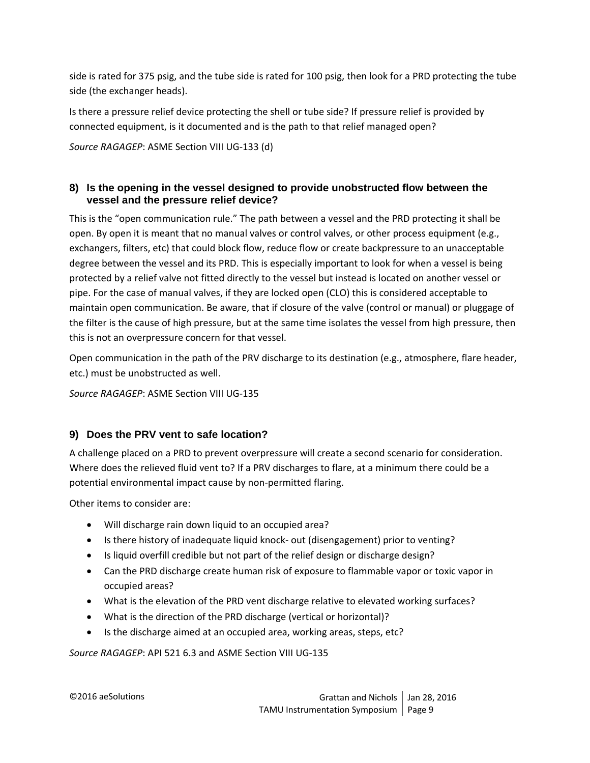side is rated for 375 psig, and the tube side is rated for 100 psig, then look for a PRD protecting the tube side (the exchanger heads).

Is there a pressure relief device protecting the shell or tube side? If pressure relief is provided by connected equipment, is it documented and is the path to that relief managed open?

*Source RAGAGEP*: ASME Section VIII UG-133 (d)

### 8) Is the opening in the vessel designed to provide unobstructed flow between the vessel and the pressure relief device?

This is the "open communication rule." The path between a vessel and the PRD protecting it shall be open. By open it is meant that no manual valves or control valves, or other process equipment (e.g., exchangers, filters, etc) that could block flow, reduce flow or create backpressure to an unacceptable degree between the vessel and its PRD. This is especially important to look for when a vessel is being protected by a relief valve not fitted directly to the vessel but instead is located on another vessel or pipe. For the case of manual valves, if they are locked open (CLO) this is considered acceptable to maintain open communication. Be aware, that if closure of the valve (control or manual) or pluggage of the filter is the cause of high pressure, but at the same time isolates the vessel from high pressure, then this is not an overpressure concern for that vessel.

Open communication in the path of the PRV discharge to its destination (e.g., atmosphere, flare header, etc.) must be unobstructed as well.

*Source RAGAGEP*: ASME Section VIII UG-135

### 9) Does the PRV vent to safe location?

A challenge placed on a PRD to prevent overpressure will create a second scenario for consideration. Where does the relieved fluid vent to? If a PRV discharges to flare, at a minimum there could be a potential environmental impact cause by non-permitted flaring.

Other items to consider are:

- Will discharge rain down liquid to an occupied area?
- Is there history of inadequate liquid knock- out (disengagement) prior to venting?
- Is liquid overfill credible but not part of the relief design or discharge design?
- Can the PRD discharge create human risk of exposure to flammable vapor or toxic vapor in occupied areas?
- What is the elevation of the PRD vent discharge relative to elevated working surfaces?
- What is the direction of the PRD discharge (vertical or horizontal)?
- Is the discharge aimed at an occupied area, working areas, steps, etc?

*Source RAGAGEP*: API 521 6.3 and ASME Section VIII UG-135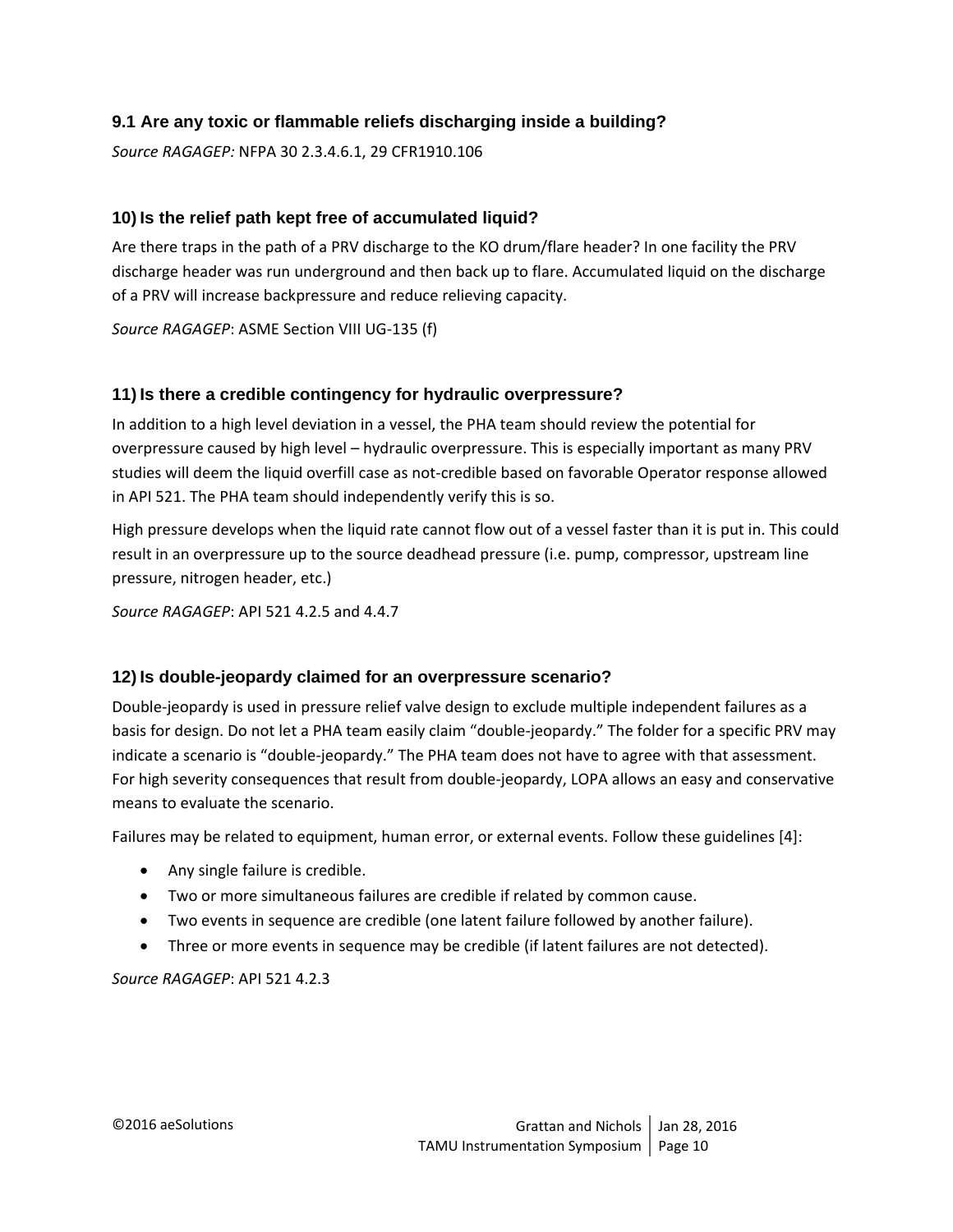### 9.1 Are any toxic or flammable reliefs discharging inside a building?

*Source RAGAGEP:* NFPA 30 2.3.4.6.1, 29 CFR1910.106

### 10) Is the relief path kept free of accumulated liquid?

Are there traps in the path of a PRV discharge to the KO drum/flare header? In one facility the PRV discharge header was run underground and then back up to flare. Accumulated liquid on the discharge of a PRV will increase backpressure and reduce relieving capacity.

*Source RAGAGEP*: ASME Section VIII UG-135 (f)

### 11) Is there a credible contingency for hydraulic overpressure?

In addition to a high level deviation in a vessel, the PHA team should review the potential for overpressure caused by high level – hydraulic overpressure. This is especially important as many PRV studies will deem the liquid overfill case as not-credible based on favorable Operator response allowed in API 521. The PHA team should independently verify this is so.

High pressure develops when the liquid rate cannot flow out of a vessel faster than it is put in. This could result in an overpressure up to the source deadhead pressure (i.e. pump, compressor, upstream line pressure, nitrogen header, etc.)

*Source RAGAGEP*: API 521 4.2.5 and 4.4.7

### 12) Is double-jeopardy claimed for an overpressure scenario?

Double-jeopardy is used in pressure relief valve design to exclude multiple independent failures as a basis for design. Do not let a PHA team easily claim "double-jeopardy." The folder for a specific PRV may indicate a scenario is "double-jeopardy." The PHA team does not have to agree with that assessment. For high severity consequences that result from double-jeopardy, LOPA allows an easy and conservative means to evaluate the scenario.

Failures may be related to equipment, human error, or external events. Follow these guidelines [4]:

- Any single failure is credible.
- Two or more simultaneous failures are credible if related by common cause.
- Two events in sequence are credible (one latent failure followed by another failure).
- Three or more events in sequence may be credible (if latent failures are not detected).

*Source RAGAGEP*: API 521 4.2.3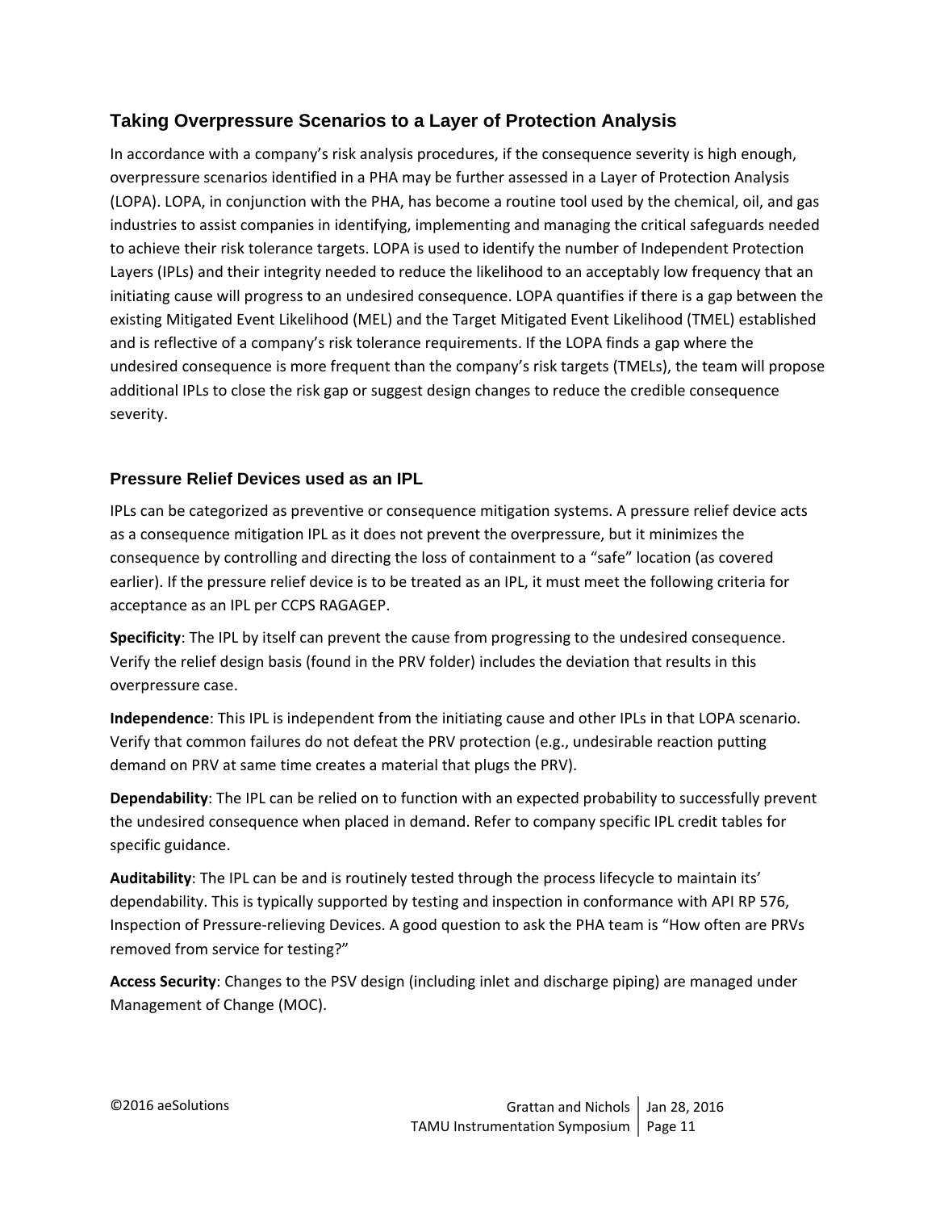## Taking Overpressure Scenarios to a Layer of Protection Analysis

In accordance with a company's risk analysis procedures, if the consequence severity is high enough, overpressure scenarios identified in a PHA may be further assessed in a Layer of Protection Analysis (LOPA). LOPA, in conjunction with the PHA, has become a routine tool used by the chemical, oil, and gas industries to assist companies in identifying, implementing and managing the critical safeguards needed to achieve their risk tolerance targets. LOPA is used to identify the number of Independent Protection Layers (IPLs) and their integrity needed to reduce the likelihood to an acceptably low frequency that an initiating cause will progress to an undesired consequence. LOPA quantifies if there is a gap between the existing Mitigated Event Likelihood (MEL) and the Target Mitigated Event Likelihood (TMEL) established and is reflective of a company's risk tolerance requirements. If the LOPA finds a gap where the undesired consequence is more frequent than the company's risk targets (TMELs), the team will propose additional IPLs to close the risk gap or suggest design changes to reduce the credible consequence severity.

### Pressure Relief Devices used as an IPL

IPLs can be categorized as preventive or consequence mitigation systems. A pressure relief device acts as a consequence mitigation IPL as it does not prevent the overpressure, but it minimizes the consequence by controlling and directing the loss of containment to a "safe" location (as covered earlier). If the pressure relief device is to be treated as an IPL, it must meet the following criteria for acceptance as an IPL per CCPS RAGAGEP.

**Specificity**: The IPL by itself can prevent the cause from progressing to the undesired consequence. Verify the relief design basis (found in the PRV folder) includes the deviation that results in this overpressure case.

**Independence**: This IPL is independent from the initiating cause and other IPLs in that LOPA scenario. Verify that common failures do not defeat the PRV protection (e.g., undesirable reaction putting demand on PRV at same time creates a material that plugs the PRV).

**Dependability**: The IPL can be relied on to function with an expected probability to successfully prevent the undesired consequence when placed in demand. Refer to company specific IPL credit tables for specific guidance.

**Auditability**: The IPL can be and is routinely tested through the process lifecycle to maintain its' dependability. This is typically supported by testing and inspection in conformance with API RP 576, Inspection of Pressure-relieving Devices. A good question to ask the PHA team is "How often are PRVs removed from service for testing?"

**Access Security**: Changes to the PSV design (including inlet and discharge piping) are managed under Management of Change (MOC).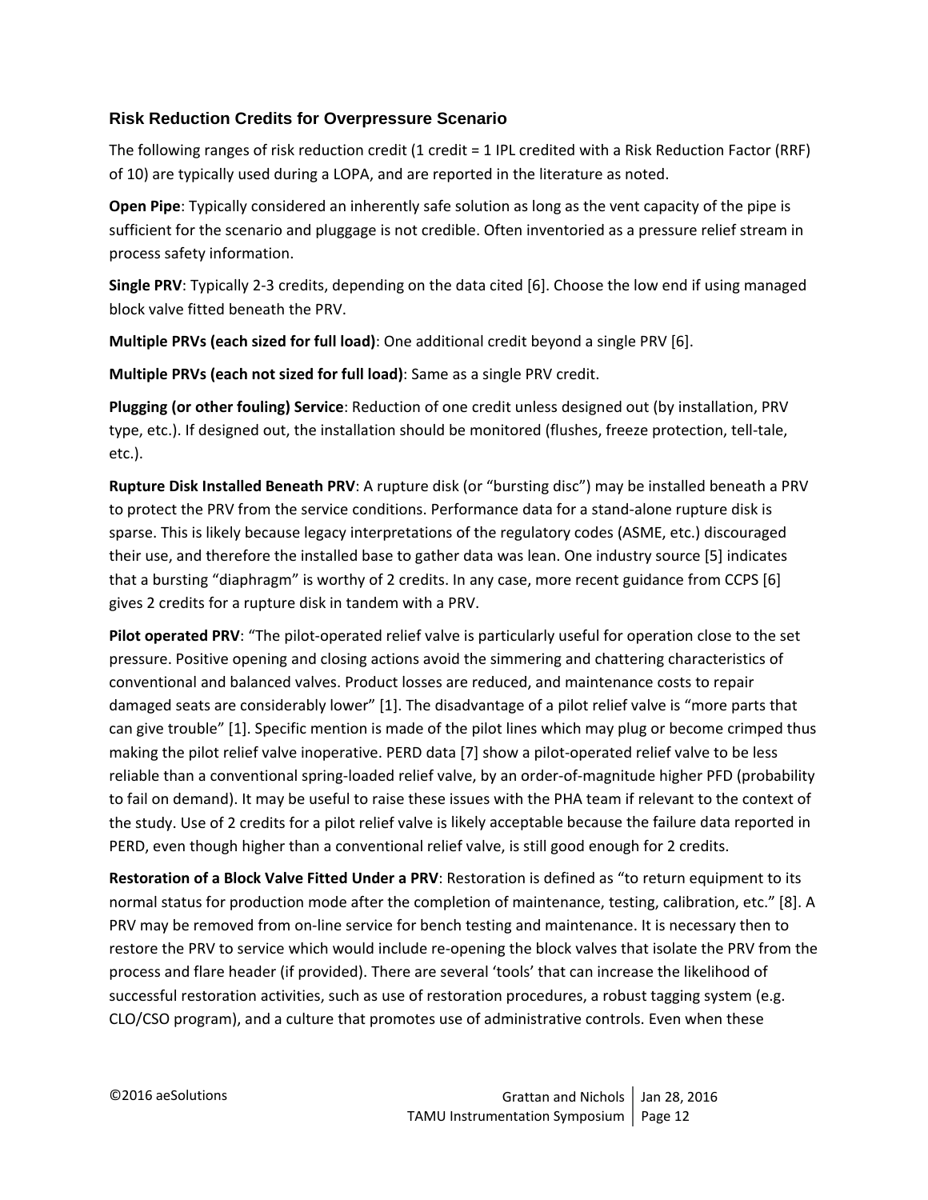### Risk Reduction Credits for Overpressure Scenario

The following ranges of risk reduction credit (1 credit = 1 IPL credited with a Risk Reduction Factor (RRF) of 10) are typically used during a LOPA, and are reported in the literature as noted.

**Open Pipe**: Typically considered an inherently safe solution as long as the vent capacity of the pipe is sufficient for the scenario and pluggage is not credible. Often inventoried as a pressure relief stream in process safety information.

**Single PRV**: Typically 2-3 credits, depending on the data cited [6]. Choose the low end if using managed block valve fitted beneath the PRV.

**Multiple PRVs (each sized for full load)**: One additional credit beyond a single PRV [6].

**Multiple PRVs (each not sized for full load)**: Same as a single PRV credit.

**Plugging (or other fouling) Service**: Reduction of one credit unless designed out (by installation, PRV type, etc.). If designed out, the installation should be monitored (flushes, freeze protection, tell-tale, etc.).

**Rupture Disk Installed Beneath PRV**: A rupture disk (or "bursting disc") may be installed beneath a PRV to protect the PRV from the service conditions. Performance data for a stand-alone rupture disk is sparse. This is likely because legacy interpretations of the regulatory codes (ASME, etc.) discouraged their use, and therefore the installed base to gather data was lean. One industry source [5] indicates that a bursting "diaphragm" is worthy of 2 credits. In any case, more recent guidance from CCPS [6] gives 2 credits for a rupture disk in tandem with a PRV.

**Pilot operated PRV**: "The pilot-operated relief valve is particularly useful for operation close to the set pressure. Positive opening and closing actions avoid the simmering and chattering characteristics of conventional and balanced valves. Product losses are reduced, and maintenance costs to repair damaged seats are considerably lower" [1]. The disadvantage of a pilot relief valve is "more parts that can give trouble" [1]. Specific mention is made of the pilot lines which may plug or become crimped thus making the pilot relief valve inoperative. PERD data [7] show a pilot-operated relief valve to be less reliable than a conventional spring-loaded relief valve, by an order-of-magnitude higher PFD (probability to fail on demand). It may be useful to raise these issues with the PHA team if relevant to the context of the study. Use of 2 credits for a pilot relief valve is likely acceptable because the failure data reported in PERD, even though higher than a conventional relief valve, is still good enough for 2 credits.

**Restoration of a Block Valve Fitted Under a PRV**: Restoration is defined as "to return equipment to its normal status for production mode after the completion of maintenance, testing, calibration, etc." [8]. A PRV may be removed from on-line service for bench testing and maintenance. It is necessary then to restore the PRV to service which would include re-opening the block valves that isolate the PRV from the process and flare header (if provided). There are several 'tools' that can increase the likelihood of successful restoration activities, such as use of restoration procedures, a robust tagging system (e.g. CLO/CSO program), and a culture that promotes use of administrative controls. Even when these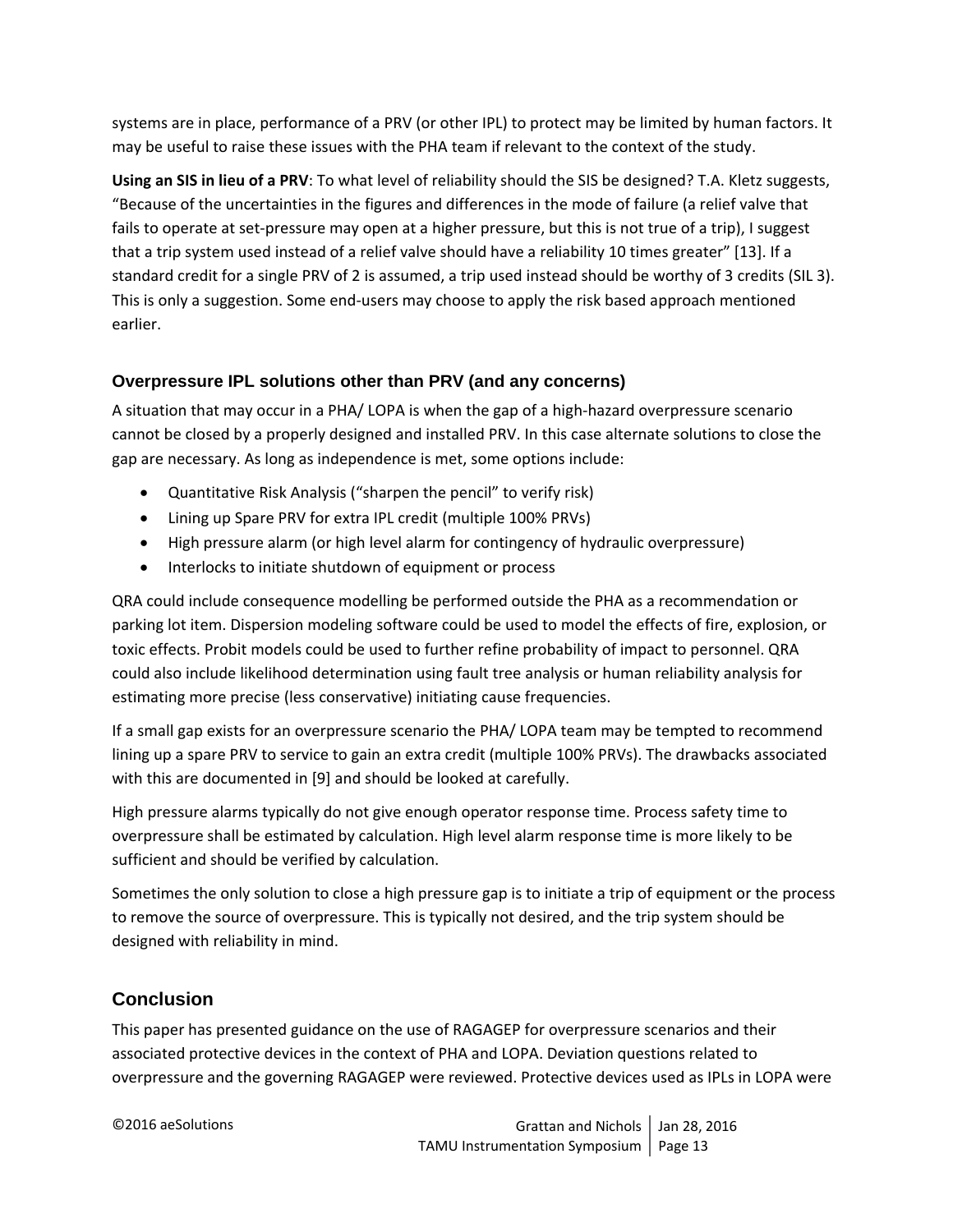systems are in place, performance of a PRV (or other IPL) to protect may be limited by human factors. It may be useful to raise these issues with the PHA team if relevant to the context of the study.

**Using an SIS in lieu of a PRV**: To what level of reliability should the SIS be designed? T.A. Kletz suggests, "Because of the uncertainties in the figures and differences in the mode of failure (a relief valve that fails to operate at set-pressure may open at a higher pressure, but this is not true of a trip), I suggest that a trip system used instead of a relief valve should have a reliability 10 times greater" [13]. If a standard credit for a single PRV of 2 is assumed, a trip used instead should be worthy of 3 credits (SIL 3). This is only a suggestion. Some end-users may choose to apply the risk based approach mentioned earlier.

### Overpressure IPL solutions other than PRV (and any concerns)

A situation that may occur in a PHA/ LOPA is when the gap of a high-hazard overpressure scenario cannot be closed by a properly designed and installed PRV. In this case alternate solutions to close the gap are necessary. As long as independence is met, some options include:

- Quantitative Risk Analysis ("sharpen the pencil" to verify risk)
- Lining up Spare PRV for extra IPL credit (multiple 100% PRVs)
- High pressure alarm (or high level alarm for contingency of hydraulic overpressure)
- Interlocks to initiate shutdown of equipment or process

QRA could include consequence modelling be performed outside the PHA as a recommendation or parking lot item. Dispersion modeling software could be used to model the effects of fire, explosion, or toxic effects. Probit models could be used to further refine probability of impact to personnel. QRA could also include likelihood determination using fault tree analysis or human reliability analysis for estimating more precise (less conservative) initiating cause frequencies.

If a small gap exists for an overpressure scenario the PHA/ LOPA team may be tempted to recommend lining up a spare PRV to service to gain an extra credit (multiple 100% PRVs). The drawbacks associated with this are documented in [9] and should be looked at carefully.

High pressure alarms typically do not give enough operator response time. Process safety time to overpressure shall be estimated by calculation. High level alarm response time is more likely to be sufficient and should be verified by calculation.

Sometimes the only solution to close a high pressure gap is to initiate a trip of equipment or the process to remove the source of overpressure. This is typically not desired, and the trip system should be designed with reliability in mind.

## Conclusion

This paper has presented guidance on the use of RAGAGEP for overpressure scenarios and their associated protective devices in the context of PHA and LOPA. Deviation questions related to overpressure and the governing RAGAGEP were reviewed. Protective devices used as IPLs in LOPA were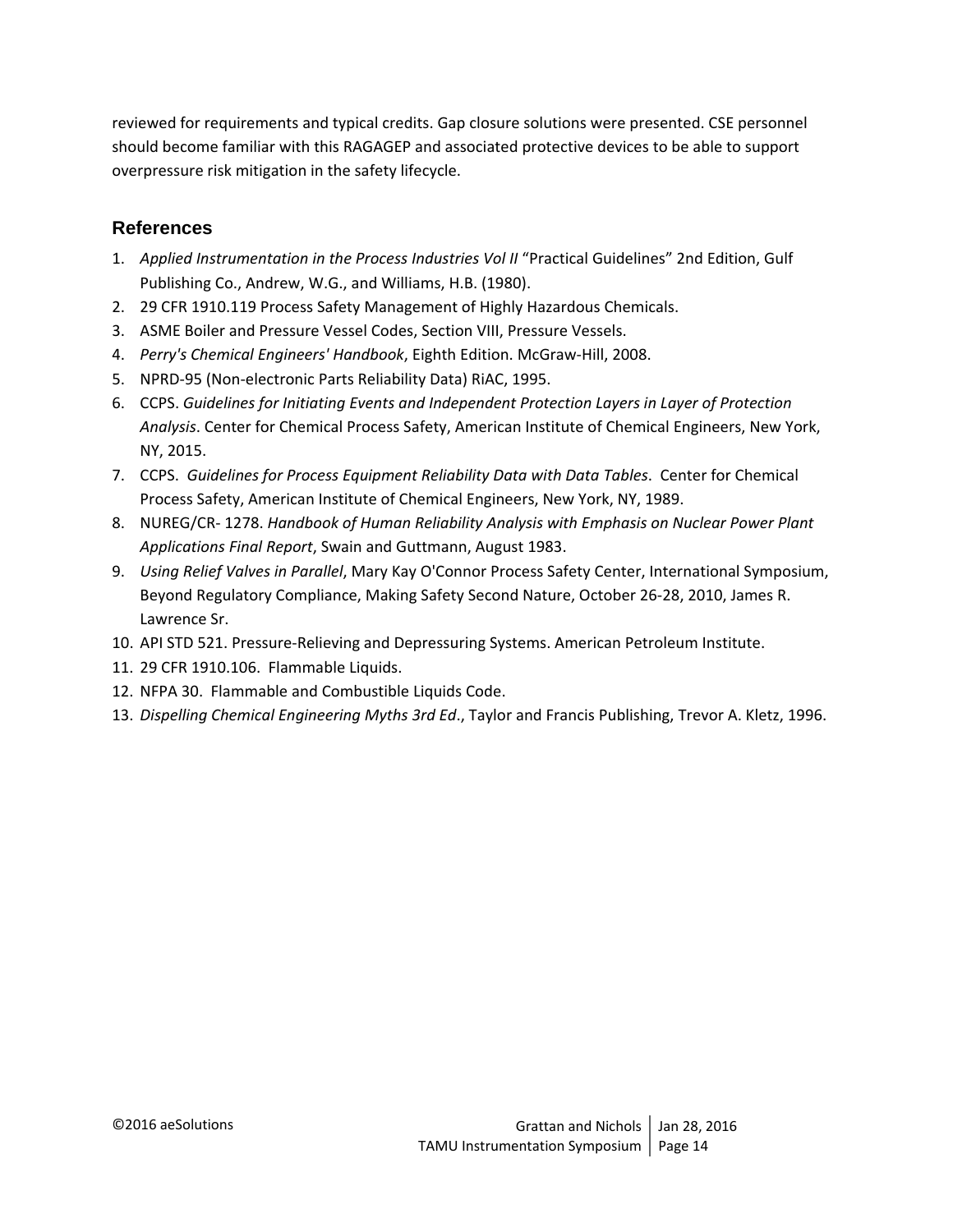reviewed for requirements and typical credits. Gap closure solutions were presented. CSE personnel should become familiar with this RAGAGEP and associated protective devices to be able to support overpressure risk mitigation in the safety lifecycle.

## References

1. *Applied Instrumentation in the Process Industries Vol II* "Practical Guidelines" 2nd Edition, Gulf Publishing Co., Andrew, W.G., and Williams, H.B. (1980).
2. 29 CFR 1910.119 Process Safety Management of Highly Hazardous Chemicals.
3. ASME Boiler and Pressure Vessel Codes, Section VIII, Pressure Vessels.
4. *Perry's Chemical Engineers' Handbook*, Eighth Edition. McGraw-Hill, 2008.
5. NPRD-95 (Non-electronic Parts Reliability Data) RiAC, 1995.
6. CCPS. *Guidelines for Initiating Events and Independent Protection Layers in Layer of Protection Analysis*. Center for Chemical Process Safety, American Institute of Chemical Engineers, New York, NY, 2015.
7. CCPS. *Guidelines for Process Equipment Reliability Data with Data Tables*. Center for Chemical Process Safety, American Institute of Chemical Engineers, New York, NY, 1989.
8. NUREG/CR- 1278. *Handbook of Human Reliability Analysis with Emphasis on Nuclear Power Plant Applications Final Report*, Swain and Guttmann, August 1983.
9. *Using Relief Valves in Parallel*, Mary Kay O'Connor Process Safety Center, International Symposium, Beyond Regulatory Compliance, Making Safety Second Nature, October 26-28, 2010, James R. Lawrence Sr.
10. API STD 521. Pressure-Relieving and Depressuring Systems. American Petroleum Institute.
11. 29 CFR 1910.106. Flammable Liquids.
12. NFPA 30. Flammable and Combustible Liquids Code.
13. *Dispelling Chemical Engineering Myths 3rd Ed*., Taylor and Francis Publishing, Trevor A. Kletz, 1996.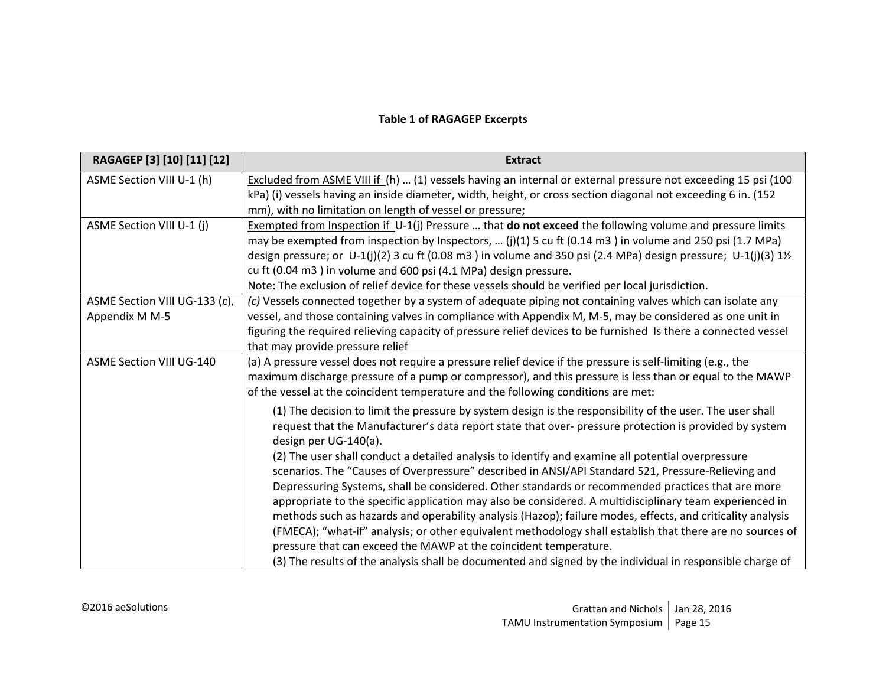**Table 1 of RAGAGEP Excerpts**

| RAGAGEP [3] [10] [11] [12] | Extract |
|---|---|
| ASME Section VIII U-1 (h) | Excluded from ASME VIII if (h) … (1) vessels having an internal or external pressure not exceeding 15 psi (100 kPa) (i) vessels having an inside diameter, width, height, or cross section diagonal not exceeding 6 in. (152 mm), with no limitation on length of vessel or pressure; |
| ASME Section VIII U-1 (j) | Exempted from Inspection if U-1(j) Pressure … that **do not exceed** the following volume and pressure limits may be exempted from inspection by Inspectors, … (j)(1) 5 cu ft (0.14 m3 ) in volume and 250 psi (1.7 MPa) design pressure; or U-1(j)(2) 3 cu ft (0.08 m3 ) in volume and 350 psi (2.4 MPa) design pressure; U-1(j)(3) 1½ cu ft (0.04 m3 ) in volume and 600 psi (4.1 MPa) design pressure.<br>Note: The exclusion of relief device for these vessels should be verified per local jurisdiction. |
| ASME Section VIII UG-133 (c), Appendix M M-5 | *(c)* Vessels connected together by a system of adequate piping not containing valves which can isolate any vessel, and those containing valves in compliance with Appendix M, M-5, may be considered as one unit in figuring the required relieving capacity of pressure relief devices to be furnished Is there a connected vessel that may provide pressure relief |
| ASME Section VIII UG-140 | (a) A pressure vessel does not require a pressure relief device if the pressure is self-limiting (e.g., the maximum discharge pressure of a pump or compressor), and this pressure is less than or equal to the MAWP of the vessel at the coincident temperature and the following conditions are met:<br>(1) The decision to limit the pressure by system design is the responsibility of the user. The user shall request that the Manufacturer's data report state that over- pressure protection is provided by system design per UG-140(a).<br>(2) The user shall conduct a detailed analysis to identify and examine all potential overpressure scenarios. The "Causes of Overpressure" described in ANSI/API Standard 521, Pressure-Relieving and Depressuring Systems, shall be considered. Other standards or recommended practices that are more appropriate to the specific application may also be considered. A multidisciplinary team experienced in methods such as hazards and operability analysis (Hazop); failure modes, effects, and criticality analysis (FMECA); "what-if" analysis; or other equivalent methodology shall establish that there are no sources of pressure that can exceed the MAWP at the coincident temperature.<br>(3) The results of the analysis shall be documented and signed by the individual in responsible charge of |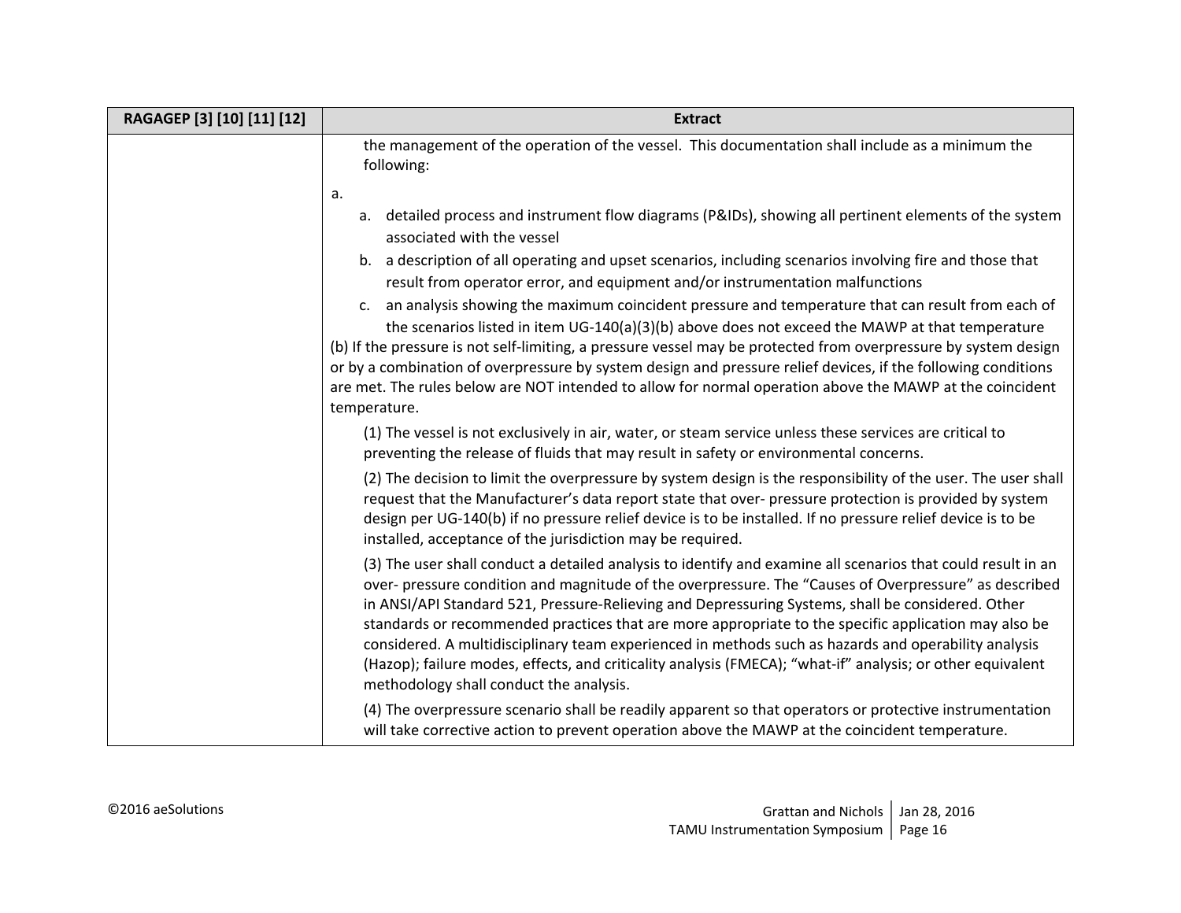| RAGAGEP [3] [10] [11] [12] | Extract |
|---|---|
| | the management of the operation of the vessel. This documentation shall include as a minimum the following:<br><br>a.<br>a. detailed process and instrument flow diagrams (P&IDs), showing all pertinent elements of the system associated with the vessel<br>b. a description of all operating and upset scenarios, including scenarios involving fire and those that result from operator error, and equipment and/or instrumentation malfunctions<br>c. an analysis showing the maximum coincident pressure and temperature that can result from each of the scenarios listed in item UG-140(a)(3)(b) above does not exceed the MAWP at that temperature<br><br>(b) If the pressure is not self-limiting, a pressure vessel may be protected from overpressure by system design or by a combination of overpressure by system design and pressure relief devices, if the following conditions are met. The rules below are NOT intended to allow for normal operation above the MAWP at the coincident temperature.<br><br>(1) The vessel is not exclusively in air, water, or steam service unless these services are critical to preventing the release of fluids that may result in safety or environmental concerns.<br><br>(2) The decision to limit the overpressure by system design is the responsibility of the user. The user shall request that the Manufacturer's data report state that over- pressure protection is provided by system design per UG-140(b) if no pressure relief device is to be installed. If no pressure relief device is to be installed, acceptance of the jurisdiction may be required.<br><br>(3) The user shall conduct a detailed analysis to identify and examine all scenarios that could result in an over- pressure condition and magnitude of the overpressure. The "Causes of Overpressure" as described in ANSI/API Standard 521, Pressure-Relieving and Depressuring Systems, shall be considered. Other standards or recommended practices that are more appropriate to the specific application may also be considered. A multidisciplinary team experienced in methods such as hazards and operability analysis (Hazop); failure modes, effects, and criticality analysis (FMECA); "what-if" analysis; or other equivalent methodology shall conduct the analysis.<br><br>(4) The overpressure scenario shall be readily apparent so that operators or protective instrumentation will take corrective action to prevent operation above the MAWP at the coincident temperature. |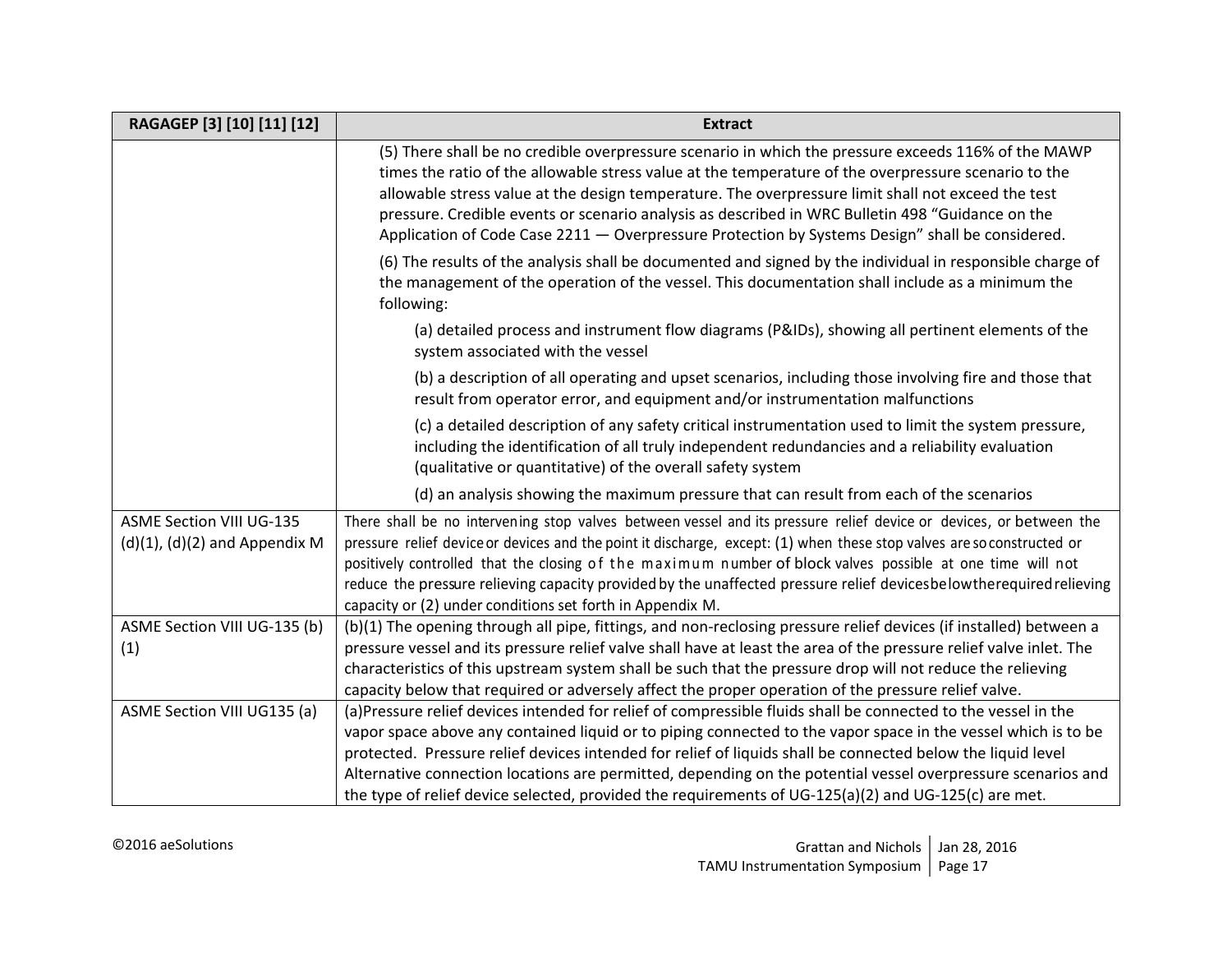| RAGAGEP [3] [10] [11] [12] | Extract |
|---|---|
| | (5) There shall be no credible overpressure scenario in which the pressure exceeds 116% of the MAWP times the ratio of the allowable stress value at the temperature of the overpressure scenario to the allowable stress value at the design temperature. The overpressure limit shall not exceed the test pressure. Credible events or scenario analysis as described in WRC Bulletin 498 “Guidance on the Application of Code Case 2211 — Overpressure Protection by Systems Design” shall be considered.<br><br>(6) The results of the analysis shall be documented and signed by the individual in responsible charge of the management of the operation of the vessel. This documentation shall include as a minimum the following:<br><br>(a) detailed process and instrument flow diagrams (P&IDs), showing all pertinent elements of the system associated with the vessel<br><br>(b) a description of all operating and upset scenarios, including those involving fire and those that result from operator error, and equipment and/or instrumentation malfunctions<br><br>(c) a detailed description of any safety critical instrumentation used to limit the system pressure, including the identification of all truly independent redundancies and a reliability evaluation (qualitative or quantitative) of the overall safety system<br><br>(d) an analysis showing the maximum pressure that can result from each of the scenarios |
| ASME Section VIII UG-135 (d)(1), (d)(2) and Appendix M | There shall be no intervening stop valves between vessel and its pressure relief device or devices, or between the pressure relief device or devices and the point it discharge, except: (1) when these stop valves are so constructed or positively controlled that the closing of the maximum number of block valves possible at one time will not reduce the pressure relieving capacity provided by the unaffected pressure relief devices below the required relieving capacity or (2) under conditions set forth in Appendix M. |
| ASME Section VIII UG-135 (b)(1) | (b)(1) The opening through all pipe, fittings, and non-reclosing pressure relief devices (if installed) between a pressure vessel and its pressure relief valve shall have at least the area of the pressure relief valve inlet. The characteristics of this upstream system shall be such that the pressure drop will not reduce the relieving capacity below that required or adversely affect the proper operation of the pressure relief valve. |
| ASME Section VIII UG135 (a) | (a)Pressure relief devices intended for relief of compressible fluids shall be connected to the vessel in the vapor space above any contained liquid or to piping connected to the vapor space in the vessel which is to be protected. Pressure relief devices intended for relief of liquids shall be connected below the liquid level Alternative connection locations are permitted, depending on the potential vessel overpressure scenarios and the type of relief device selected, provided the requirements of UG-125(a)(2) and UG-125(c) are met. |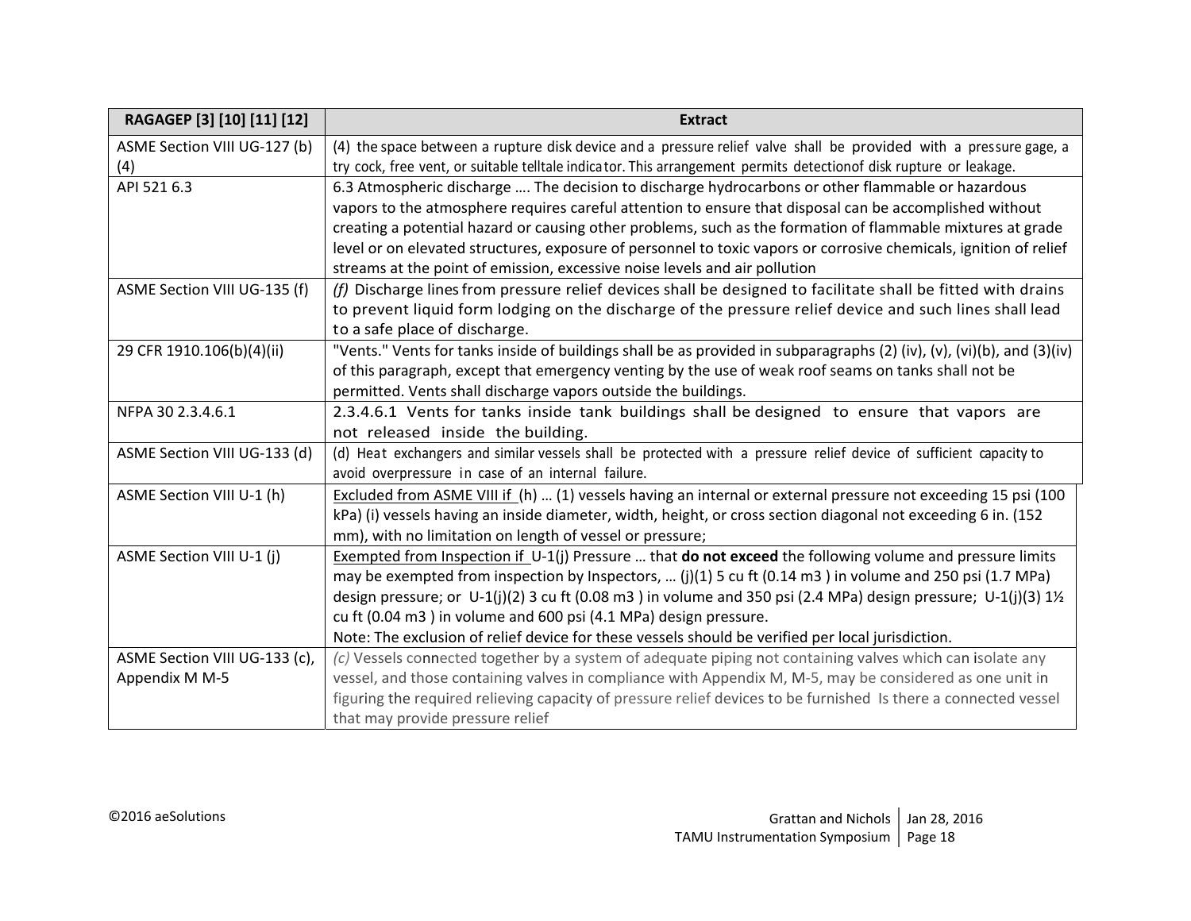| RAGAGEP [3] [10] [11] [12] | Extract |
|---|---|
| ASME Section VIII UG-127 (b)(4) | (4) the space between a rupture disk device and a pressure relief valve shall be provided with a pressure gage, a try cock, free vent, or suitable telltale indicator. This arrangement permits detectionof disk rupture or leakage. |
| API 521 6.3 | 6.3 Atmospheric discharge …. The decision to discharge hydrocarbons or other flammable or hazardous vapors to the atmosphere requires careful attention to ensure that disposal can be accomplished without creating a potential hazard or causing other problems, such as the formation of flammable mixtures at grade level or on elevated structures, exposure of personnel to toxic vapors or corrosive chemicals, ignition of relief streams at the point of emission, excessive noise levels and air pollution |
| ASME Section VIII UG-135 (f) | *(f)* Discharge lines from pressure relief devices shall be designed to facilitate shall be fitted with drains to prevent liquid form lodging on the discharge of the pressure relief device and such lines shall lead to a safe place of discharge. |
| 29 CFR 1910.106(b)(4)(ii) | "Vents." Vents for tanks inside of buildings shall be as provided in subparagraphs (2) (iv), (v), (vi)(b), and (3)(iv) of this paragraph, except that emergency venting by the use of weak roof seams on tanks shall not be permitted. Vents shall discharge vapors outside the buildings. |
| NFPA 30 2.3.4.6.1 | 2.3.4.6.1 Vents for tanks inside tank buildings shall be designed to ensure that vapors are not released inside the building. |
| ASME Section VIII UG-133 (d) | (d) Heat exchangers and similar vessels shall be protected with a pressure relief device of sufficient capacity to avoid overpressure in case of an internal failure. |
| ASME Section VIII U-1 (h) | Excluded from ASME VIII if (h) … (1) vessels having an internal or external pressure not exceeding 15 psi (100 kPa) (i) vessels having an inside diameter, width, height, or cross section diagonal not exceeding 6 in. (152 mm), with no limitation on length of vessel or pressure; |
| ASME Section VIII U-1 (j) | Exempted from Inspection if U-1(j) Pressure … that **do not exceed** the following volume and pressure limits may be exempted from inspection by Inspectors, … (j)(1) 5 cu ft (0.14 m3 ) in volume and 250 psi (1.7 MPa) design pressure; or U-1(j)(2) 3 cu ft (0.08 m3 ) in volume and 350 psi (2.4 MPa) design pressure; U-1(j)(3) 1½ cu ft (0.04 m3 ) in volume and 600 psi (4.1 MPa) design pressure.<br>Note: The exclusion of relief device for these vessels should be verified per local jurisdiction. |
| ASME Section VIII UG-133 (c), Appendix M M-5 | *(c)* Vessels connected together by a system of adequate piping not containing valves which can isolate any vessel, and those containing valves in compliance with Appendix M, M-5, may be considered as one unit in figuring the required relieving capacity of pressure relief devices to be furnished Is there a connected vessel that may provide pressure relief |

©2016 aeSolutions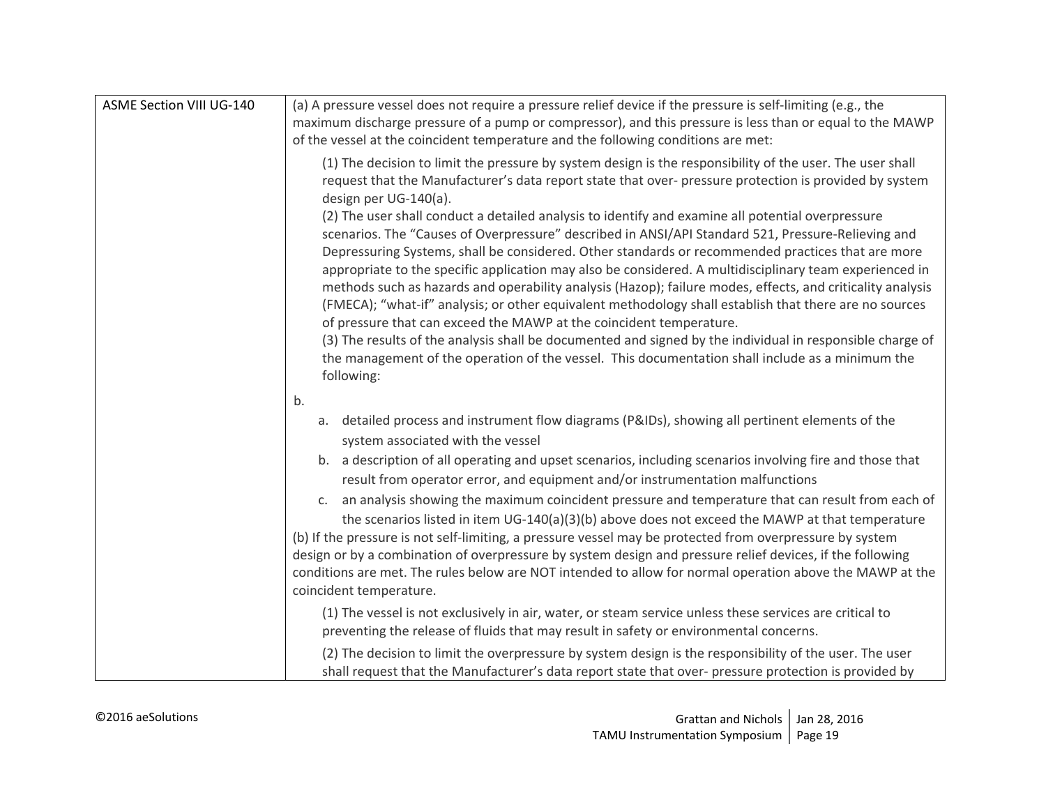| ASME Section VIII UG-140 | (a) A pressure vessel does not require a pressure relief device if the pressure is self-limiting (e.g., the maximum discharge pressure of a pump or compressor), and this pressure is less than or equal to the MAWP of the vessel at the coincident temperature and the following conditions are met:<br><br>(1) The decision to limit the pressure by system design is the responsibility of the user. The user shall request that the Manufacturer's data report state that over- pressure protection is provided by system design per UG-140(a).<br>(2) The user shall conduct a detailed analysis to identify and examine all potential overpressure scenarios. The "Causes of Overpressure" described in ANSI/API Standard 521, Pressure-Relieving and Depressuring Systems, shall be considered. Other standards or recommended practices that are more appropriate to the specific application may also be considered. A multidisciplinary team experienced in methods such as hazards and operability analysis (Hazop); failure modes, effects, and criticality analysis (FMECA); "what-if" analysis; or other equivalent methodology shall establish that there are no sources of pressure that can exceed the MAWP at the coincident temperature.<br>(3) The results of the analysis shall be documented and signed by the individual in responsible charge of the management of the operation of the vessel. This documentation shall include as a minimum the following:<br><br>b.<br>a. detailed process and instrument flow diagrams (P&IDs), showing all pertinent elements of the system associated with the vessel<br>b. a description of all operating and upset scenarios, including scenarios involving fire and those that result from operator error, and equipment and/or instrumentation malfunctions<br>c. an analysis showing the maximum coincident pressure and temperature that can result from each of the scenarios listed in item UG-140(a)(3)(b) above does not exceed the MAWP at that temperature<br>(b) If the pressure is not self-limiting, a pressure vessel may be protected from overpressure by system design or by a combination of overpressure by system design and pressure relief devices, if the following conditions are met. The rules below are NOT intended to allow for normal operation above the MAWP at the coincident temperature.<br><br>(1) The vessel is not exclusively in air, water, or steam service unless these services are critical to preventing the release of fluids that may result in safety or environmental concerns.<br><br>(2) The decision to limit the overpressure by system design is the responsibility of the user. The user shall request that the Manufacturer's data report state that over- pressure protection is provided by |
|---|---|

©2016 aeSolutions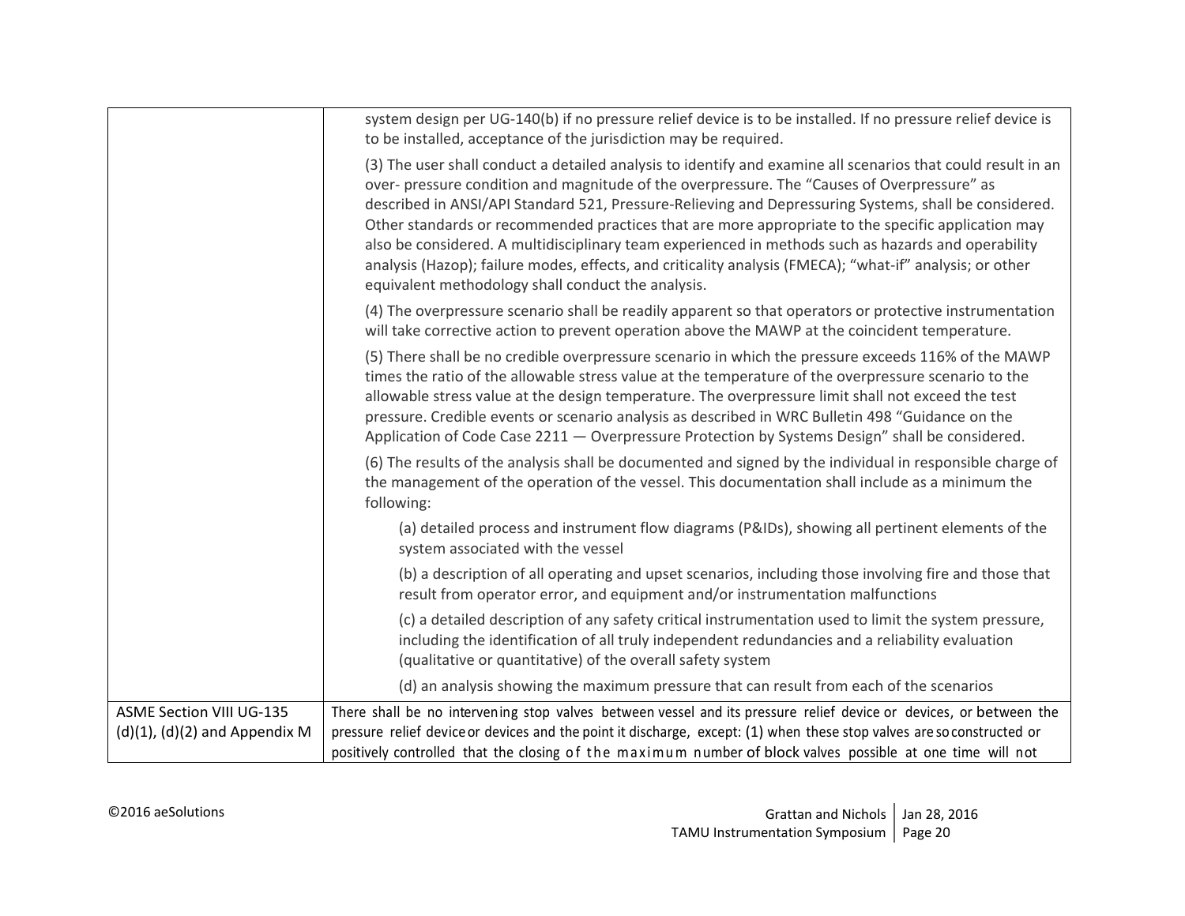| | |
|---|---|
| | system design per UG-140(b) if no pressure relief device is to be installed. If no pressure relief device is to be installed, acceptance of the jurisdiction may be required.<br><br>(3) The user shall conduct a detailed analysis to identify and examine all scenarios that could result in an over- pressure condition and magnitude of the overpressure. The “Causes of Overpressure” as described in ANSI/API Standard 521, Pressure-Relieving and Depressuring Systems, shall be considered. Other standards or recommended practices that are more appropriate to the specific application may also be considered. A multidisciplinary team experienced in methods such as hazards and operability analysis (Hazop); failure modes, effects, and criticality analysis (FMECA); “what-if” analysis; or other equivalent methodology shall conduct the analysis.<br><br>(4) The overpressure scenario shall be readily apparent so that operators or protective instrumentation will take corrective action to prevent operation above the MAWP at the coincident temperature.<br><br>(5) There shall be no credible overpressure scenario in which the pressure exceeds 116% of the MAWP times the ratio of the allowable stress value at the temperature of the overpressure scenario to the allowable stress value at the design temperature. The overpressure limit shall not exceed the test pressure. Credible events or scenario analysis as described in WRC Bulletin 498 “Guidance on the Application of Code Case 2211 — Overpressure Protection by Systems Design” shall be considered.<br><br>(6) The results of the analysis shall be documented and signed by the individual in responsible charge of the management of the operation of the vessel. This documentation shall include as a minimum the following:<br><br>(a) detailed process and instrument flow diagrams (P&IDs), showing all pertinent elements of the system associated with the vessel<br><br>(b) a description of all operating and upset scenarios, including those involving fire and those that result from operator error, and equipment and/or instrumentation malfunctions<br><br>(c) a detailed description of any safety critical instrumentation used to limit the system pressure, including the identification of all truly independent redundancies and a reliability evaluation (qualitative or quantitative) of the overall safety system<br><br>(d) an analysis showing the maximum pressure that can result from each of the scenarios |
| ASME Section VIII UG-135 (d)(1), (d)(2) and Appendix M | There shall be no intervening stop valves between vessel and its pressure relief device or devices, or between the pressure relief device or devices and the point it discharge, except: (1) when these stop valves are so constructed or positively controlled that the closing of the maximum number of block valves possible at one time will not |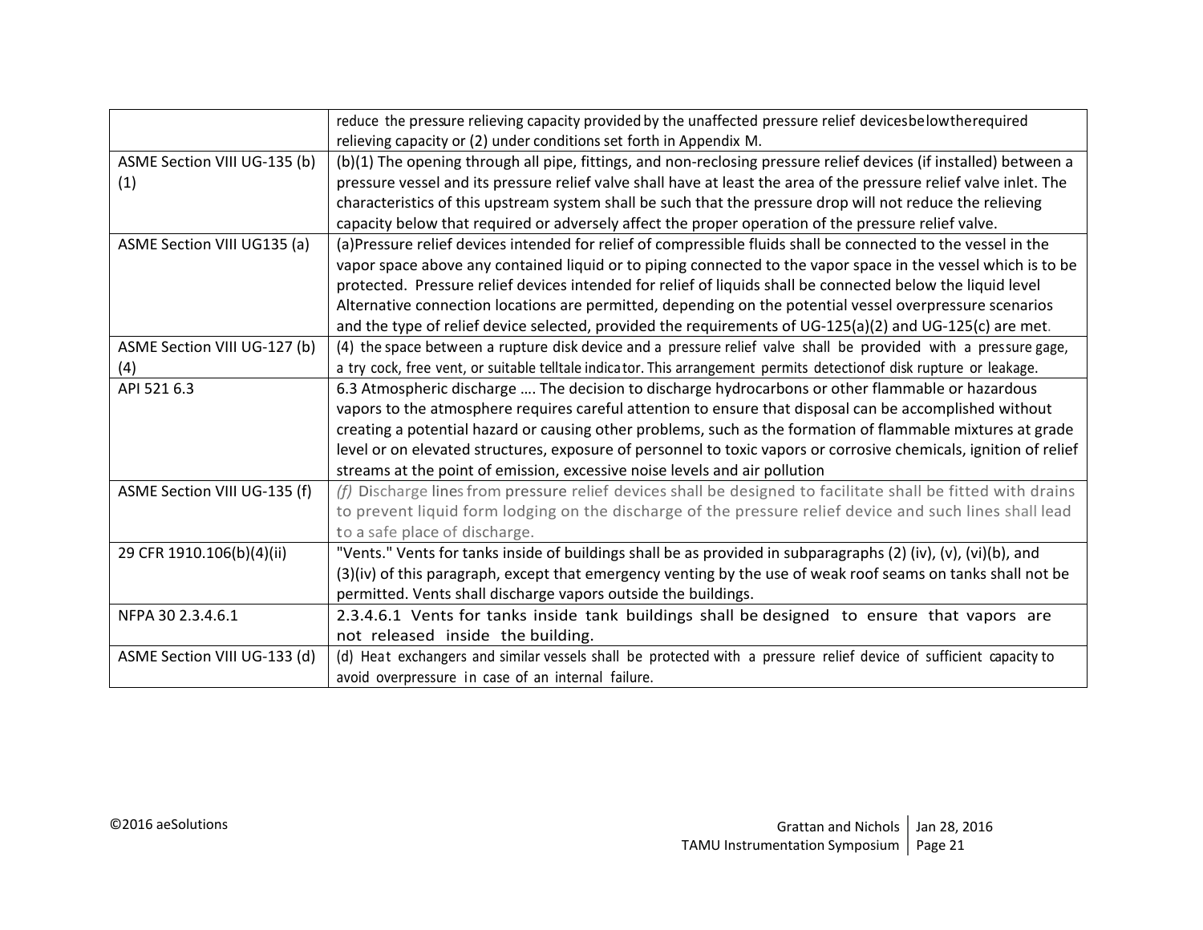| | |
|---|---|
| | reduce the pressure relieving capacity provided by the unaffected pressure relief devices below the required relieving capacity or (2) under conditions set forth in Appendix M. |
| ASME Section VIII UG-135 (b) (1) | (b)(1) The opening through all pipe, fittings, and non-reclosing pressure relief devices (if installed) between a pressure vessel and its pressure relief valve shall have at least the area of the pressure relief valve inlet. The characteristics of this upstream system shall be such that the pressure drop will not reduce the relieving capacity below that required or adversely affect the proper operation of the pressure relief valve. |
| ASME Section VIII UG135 (a) | (a)Pressure relief devices intended for relief of compressible fluids shall be connected to the vessel in the vapor space above any contained liquid or to piping connected to the vapor space in the vessel which is to be protected. Pressure relief devices intended for relief of liquids shall be connected below the liquid level Alternative connection locations are permitted, depending on the potential vessel overpressure scenarios and the type of relief device selected, provided the requirements of UG-125(a)(2) and UG-125(c) are met. |
| ASME Section VIII UG-127 (b) (4) | (4) the space between a rupture disk device and a pressure relief valve shall be provided with a pressure gage, a try cock, free vent, or suitable telltale indicator. This arrangement permits detectionof disk rupture or leakage. |
| API 521 6.3 | 6.3 Atmospheric discharge …. The decision to discharge hydrocarbons or other flammable or hazardous vapors to the atmosphere requires careful attention to ensure that disposal can be accomplished without creating a potential hazard or causing other problems, such as the formation of flammable mixtures at grade level or on elevated structures, exposure of personnel to toxic vapors or corrosive chemicals, ignition of relief streams at the point of emission, excessive noise levels and air pollution |
| ASME Section VIII UG-135 (f) | *(f)* Discharge lines from pressure relief devices shall be designed to facilitate shall be fitted with drains to prevent liquid form lodging on the discharge of the pressure relief device and such lines shall lead to a safe place of discharge. |
| 29 CFR 1910.106(b)(4)(ii) | "Vents." Vents for tanks inside of buildings shall be as provided in subparagraphs (2) (iv), (v), (vi)(b), and (3)(iv) of this paragraph, except that emergency venting by the use of weak roof seams on tanks shall not be permitted. Vents shall discharge vapors outside the buildings. |
| NFPA 30 2.3.4.6.1 | 2.3.4.6.1 Vents for tanks inside tank buildings shall be designed to ensure that vapors are not released inside the building. |
| ASME Section VIII UG-133 (d) | (d) Heat exchangers and similar vessels shall be protected with a pressure relief device of sufficient capacity to avoid overpressure in case of an internal failure. |

©2016 aeSolutions